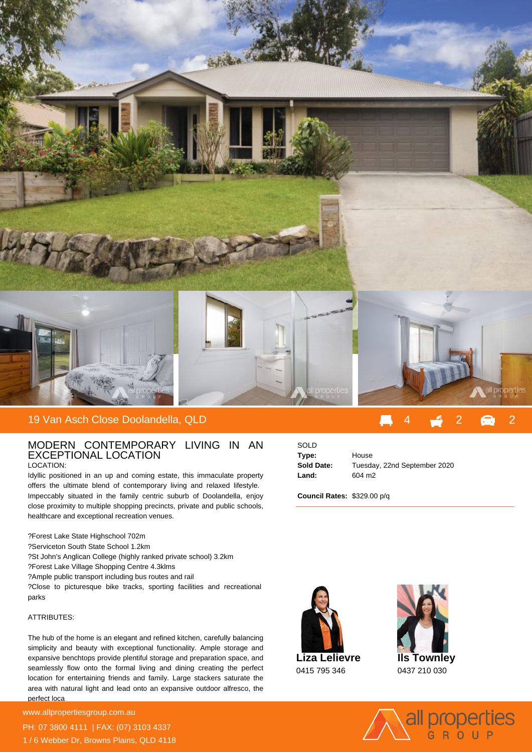## 19 Van Asch Close Doolandella, QLD

4 | 2 | 2

# MODERN CONTEMPORARY LIVING IN AN EXCEPTIONAL LOCATION

LOCATION:

Idyllic positioned in an up and coming estate, this immaculate property offers the ultimate blend of contemporary living and relaxed lifestyle. Impeccably situated in the family centric suburb of Doolandella, enjoy close proximity to multiple shopping precincts, private and public schools, healthcare and exceptional recreation venues.

?Forest Lake State Highschool 702m
?Serviceton South State School 1.2km
?St John's Anglican College (highly ranked private school) 3.2km
?Forest Lake Village Shopping Centre 4.3klms
?Ample public transport including bus routes and rail
?Close to picturesque bike tracks, sporting facilities and recreational parks

ATTRIBUTES:

The hub of the home is an elegant and refined kitchen, carefully balancing simplicity and beauty with exceptional functionality. Ample storage and expansive benchtops provide plentiful storage and preparation space, and seamlessly flow onto the formal living and dining creating the perfect location for entertaining friends and family. Large stackers saturate the area with natural light and lead onto an expansive outdoor alfresco, the perfect loca

SOLD

**Type:** House
**Sold Date:** Tuesday, 22nd September 2020
**Land:** 604 m2

**Council Rates:** $329.00 p/q

**Liza Lelievre**
0415 795 346

**Ils Townley**
0437 210 030

www.allpropertiesgroup.com.au
PH: 07 3800 4111 | FAX: (07) 3103 4337
1 / 6 Webber Dr, Browns Plains, QLD 4118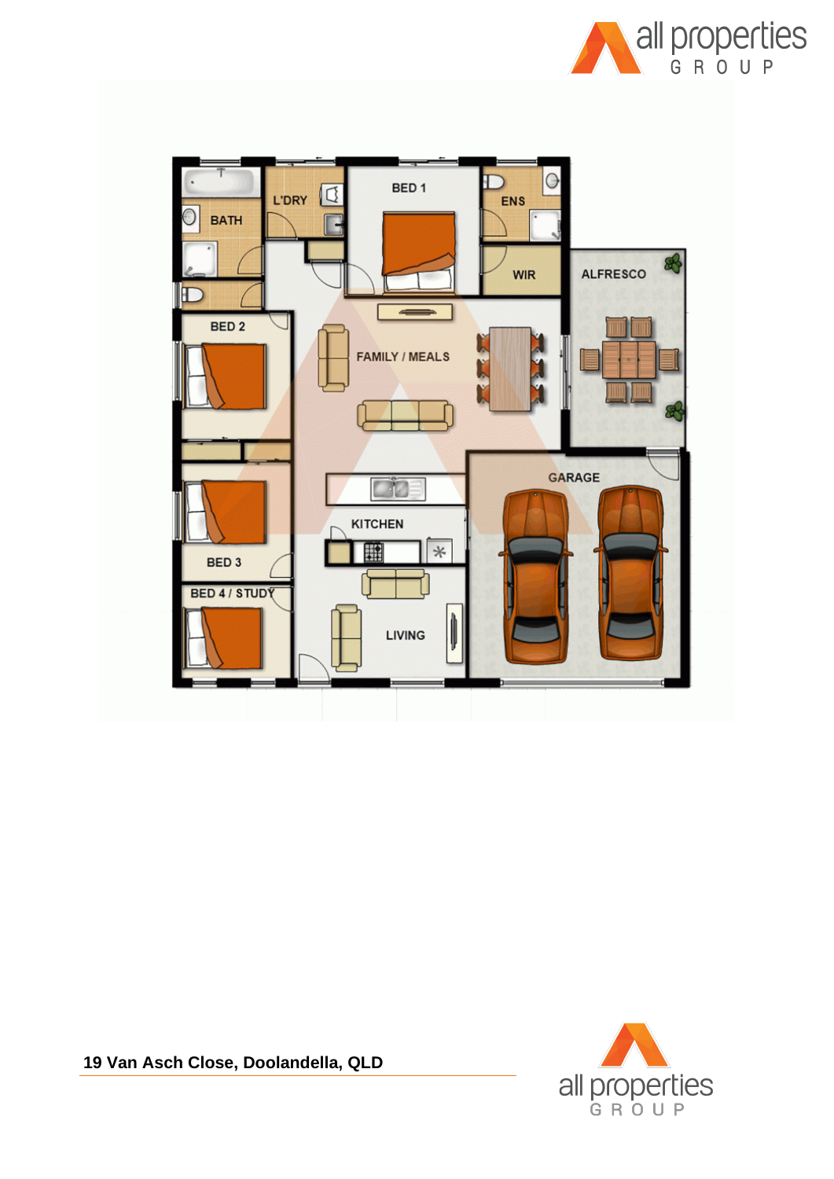BATH

L'DRY

BED 1

ENS

WIR

ALFRESCO

BED 2

FAMILY / MEALS

GARAGE

KITCHEN

BED 3

BED 4 / STUDY

LIVING

**19 Van Asch Close, Doolandella, QLD**